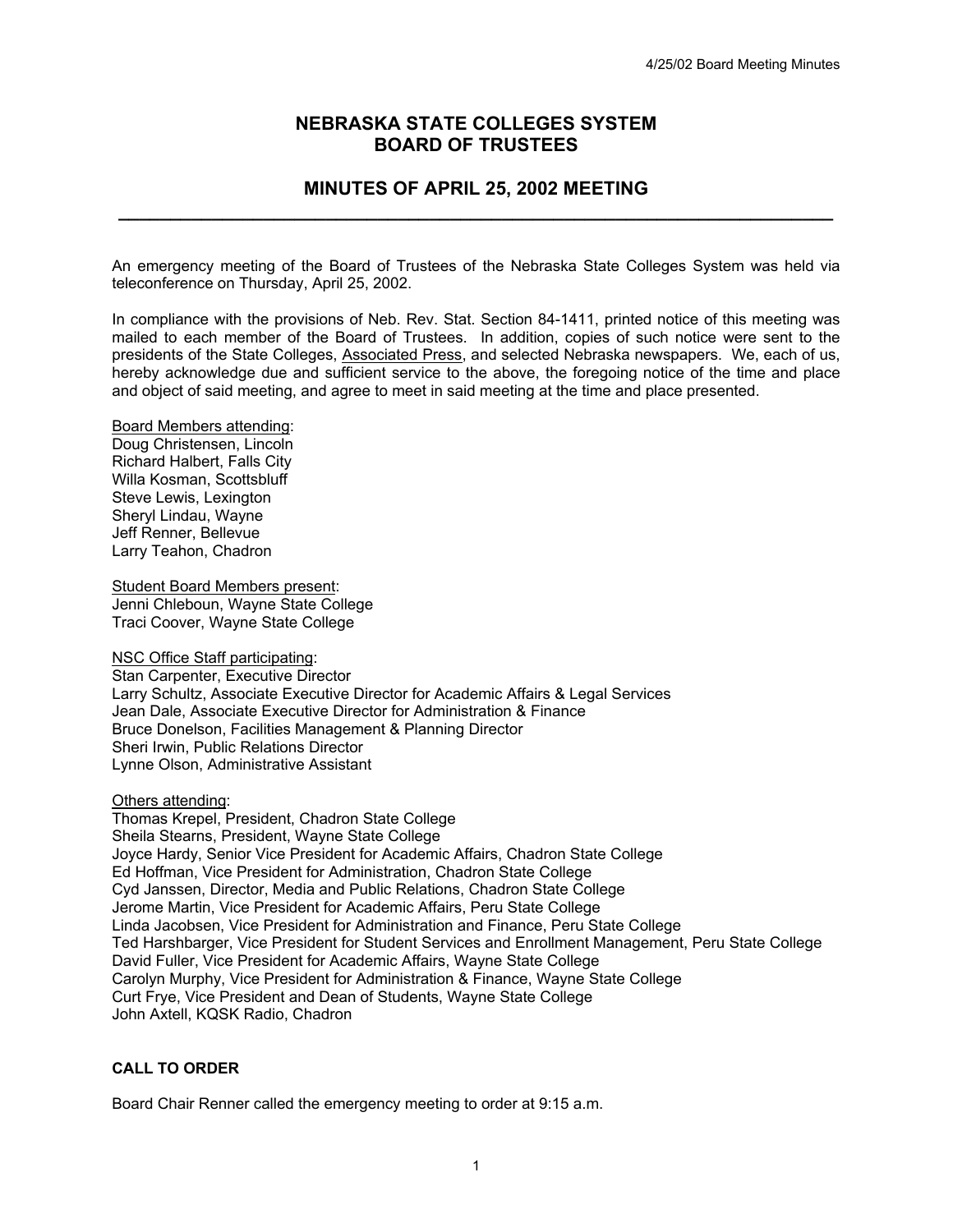# NEBRASKA STATE COLLEGES SYSTEM
# BOARD OF TRUSTEES

## MINUTES OF APRIL 25, 2002 MEETING

---

An emergency meeting of the Board of Trustees of the Nebraska State Colleges System was held via teleconference on Thursday, April 25, 2002.

In compliance with the provisions of Neb. Rev. Stat. Section 84-1411, printed notice of this meeting was mailed to each member of the Board of Trustees. In addition, copies of such notice were sent to the presidents of the State Colleges, Associated Press, and selected Nebraska newspapers. We, each of us, hereby acknowledge due and sufficient service to the above, the foregoing notice of the time and place and object of said meeting, and agree to meet in said meeting at the time and place presented.

Board Members attending:
Doug Christensen, Lincoln
Richard Halbert, Falls City
Willa Kosman, Scottsbluff
Steve Lewis, Lexington
Sheryl Lindau, Wayne
Jeff Renner, Bellevue
Larry Teahon, Chadron

Student Board Members present:
Jenni Chleboun, Wayne State College
Traci Coover, Wayne State College

NSC Office Staff participating:
Stan Carpenter, Executive Director
Larry Schultz, Associate Executive Director for Academic Affairs & Legal Services
Jean Dale, Associate Executive Director for Administration & Finance
Bruce Donelson, Facilities Management & Planning Director
Sheri Irwin, Public Relations Director
Lynne Olson, Administrative Assistant

Others attending:
Thomas Krepel, President, Chadron State College
Sheila Stearns, President, Wayne State College
Joyce Hardy, Senior Vice President for Academic Affairs, Chadron State College
Ed Hoffman, Vice President for Administration, Chadron State College
Cyd Janssen, Director, Media and Public Relations, Chadron State College
Jerome Martin, Vice President for Academic Affairs, Peru State College
Linda Jacobsen, Vice President for Administration and Finance, Peru State College
Ted Harshbarger, Vice President for Student Services and Enrollment Management, Peru State College
David Fuller, Vice President for Academic Affairs, Wayne State College
Carolyn Murphy, Vice President for Administration & Finance, Wayne State College
Curt Frye, Vice President and Dean of Students, Wayne State College
John Axtell, KQSK Radio, Chadron

### CALL TO ORDER

Board Chair Renner called the emergency meeting to order at 9:15 a.m.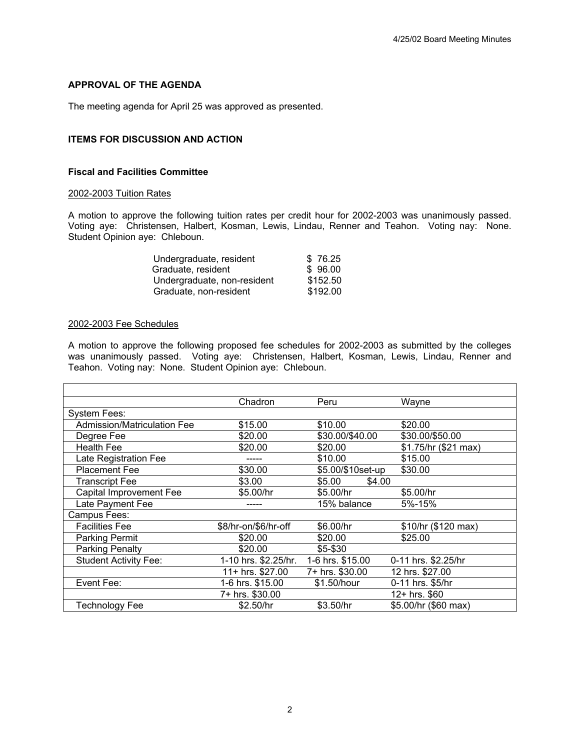## APPROVAL OF THE AGENDA

The meeting agenda for April 25 was approved as presented.

## ITEMS FOR DISCUSSION AND ACTION

### Fiscal and Facilities Committee

2002-2003 Tuition Rates

A motion to approve the following tuition rates per credit hour for 2002-2003 was unanimously passed. Voting aye: Christensen, Halbert, Kosman, Lewis, Lindau, Renner and Teahon. Voting nay: None. Student Opinion aye: Chleboun.

| | |
|---|---|
| Undergraduate, resident | $ 76.25 |
| Graduate, resident | $ 96.00 |
| Undergraduate, non-resident | $152.50 |
| Graduate, non-resident | $192.00 |

2002-2003 Fee Schedules

A motion to approve the following proposed fee schedules for 2002-2003 as submitted by the colleges was unanimously passed. Voting aye: Christensen, Halbert, Kosman, Lewis, Lindau, Renner and Teahon. Voting nay: None. Student Opinion aye: Chleboun.

| | Chadron | Peru | Wayne |
|---|---|---|---|
| System Fees: | | | |
| Admission/Matriculation Fee | $15.00 | $10.00 | $20.00 |
| Degree Fee | $20.00 | $30.00/$40.00 | $30.00/$50.00 |
| Health Fee | $20.00 | $20.00 | $1.75/hr ($21 max) |
| Late Registration Fee | ----- | $10.00 | $15.00 |
| Placement Fee | $30.00 | $5.00/$10set-up | $30.00 |
| Transcript Fee | $3.00 | $5.00 | $4.00 |
| Capital Improvement Fee | $5.00/hr | $5.00/hr | $5.00/hr |
| Late Payment Fee | ----- | 15% balance | 5%-15% |
| Campus Fees: | | | |
| Facilities Fee | $8/hr-on/$6/hr-off | $6.00/hr | $10/hr ($120 max) |
| Parking Permit | $20.00 | $20.00 | $25.00 |
| Parking Penalty | $20.00 | $5-$30 | |
| Student Activity Fee: | 1-10 hrs. $2.25/hr. | 1-6 hrs. $15.00 | 0-11 hrs. $2.25/hr |
| | 11+ hrs. $27.00 | 7+ hrs. $30.00 | 12 hrs. $27.00 |
| Event Fee: | 1-6 hrs. $15.00 | $1.50/hour | 0-11 hrs. $5/hr |
| | 7+ hrs. $30.00 | | 12+ hrs. $60 |
| Technology Fee | $2.50/hr | $3.50/hr | $5.00/hr ($60 max) |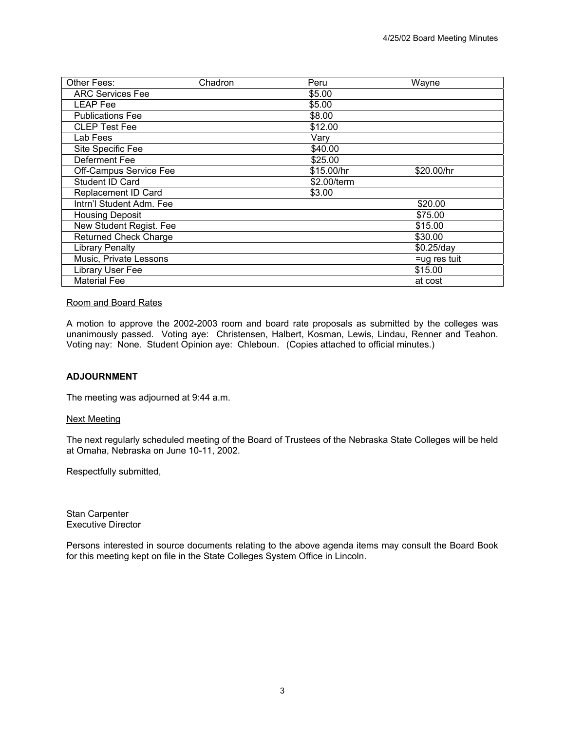| Other Fees: | Chadron | Peru | Wayne |
|---|---|---|---|
| ARC Services Fee | | $5.00 | |
| LEAP Fee | | $5.00 | |
| Publications Fee | | $8.00 | |
| CLEP Test Fee | | $12.00 | |
| Lab Fees | | Vary | |
| Site Specific Fee | | $40.00 | |
| Deferment Fee | | $25.00 | |
| Off-Campus Service Fee | | $15.00/hr | $20.00/hr |
| Student ID Card | | $2.00/term | |
| Replacement ID Card | | $3.00 | |
| Intrn'l Student Adm. Fee | | | $20.00 |
| Housing Deposit | | | $75.00 |
| New Student Regist. Fee | | | $15.00 |
| Returned Check Charge | | | $30.00 |
| Library Penalty | | | $0.25/day |
| Music, Private Lessons | | | =ug res tuit |
| Library User Fee | | | $15.00 |
| Material Fee | | | at cost |

Room and Board Rates

A motion to approve the 2002-2003 room and board rate proposals as submitted by the colleges was unanimously passed. Voting aye: Christensen, Halbert, Kosman, Lewis, Lindau, Renner and Teahon. Voting nay: None. Student Opinion aye: Chleboun. (Copies attached to official minutes.)

## ADJOURNMENT

The meeting was adjourned at 9:44 a.m.

Next Meeting

The next regularly scheduled meeting of the Board of Trustees of the Nebraska State Colleges will be held at Omaha, Nebraska on June 10-11, 2002.

Respectfully submitted,

Stan Carpenter
Executive Director

Persons interested in source documents relating to the above agenda items may consult the Board Book for this meeting kept on file in the State Colleges System Office in Lincoln.